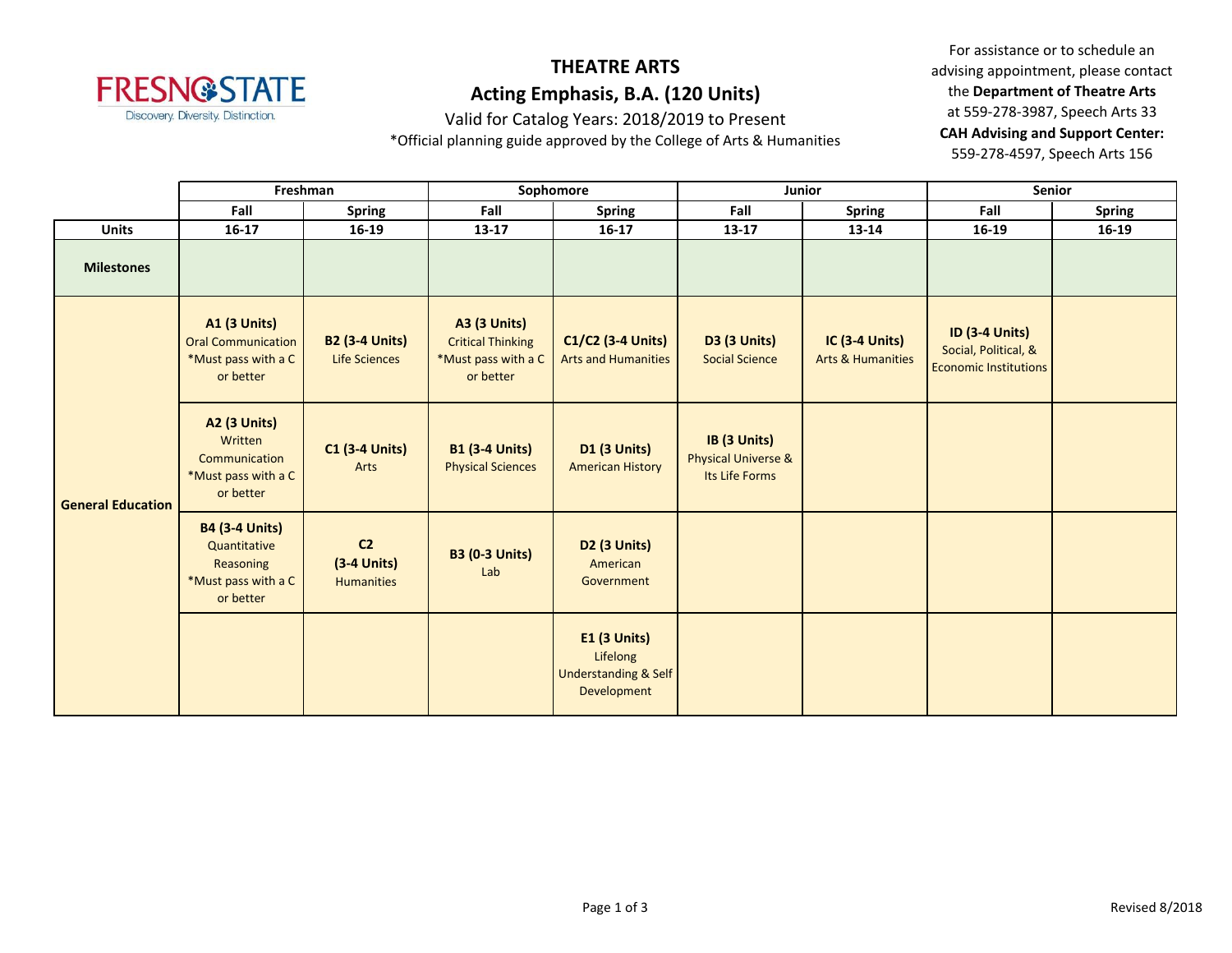# THEATRE ARTS

## Acting Emphasis, B.A. (120 Units)

Valid for Catalog Years: 2018/2019 to Present

*Official planning guide approved by the College of Arts & Humanities

For assistance or to schedule an advising appointment, please contact the **Department of Theatre Arts** at 559-278-3987, Speech Arts 33
**CAH Advising and Support Center:** 559-278-4597, Speech Arts 156

| | Freshman | | Sophomore | | Junior | | Senior | |
|---|---|---|---|---|---|---|---|---|
| | Fall | Spring | Fall | Spring | Fall | Spring | Fall | Spring |
| **Units** | 16-17 | 16-19 | 13-17 | 16-17 | 13-17 | 13-14 | 16-19 | 16-19 |
| **Milestones** | | | | | | | | |
| **General Education** | **A1 (3 Units)** Oral Communication *Must pass with a C or better | **B2 (3-4 Units)** Life Sciences | **A3 (3 Units)** Critical Thinking *Must pass with a C or better | **C1/C2 (3-4 Units)** Arts and Humanities | **D3 (3 Units)** Social Science | **IC (3-4 Units)** Arts & Humanities | **ID (3-4 Units)** Social, Political, & Economic Institutions | |
| | **A2 (3 Units)** Written Communication *Must pass with a C or better | **C1 (3-4 Units)** Arts | **B1 (3-4 Units)** Physical Sciences | **D1 (3 Units)** American History | **IB (3 Units)** Physical Universe & Its Life Forms | | | |
| | **B4 (3-4 Units)** Quantitative Reasoning *Must pass with a C or better | **C2 (3-4 Units)** Humanities | **B3 (0-3 Units)** Lab | **D2 (3 Units)** American Government | | | | |
| | | | | **E1 (3 Units)** Lifelong Understanding & Self Development | | | | |

Revised 8/2018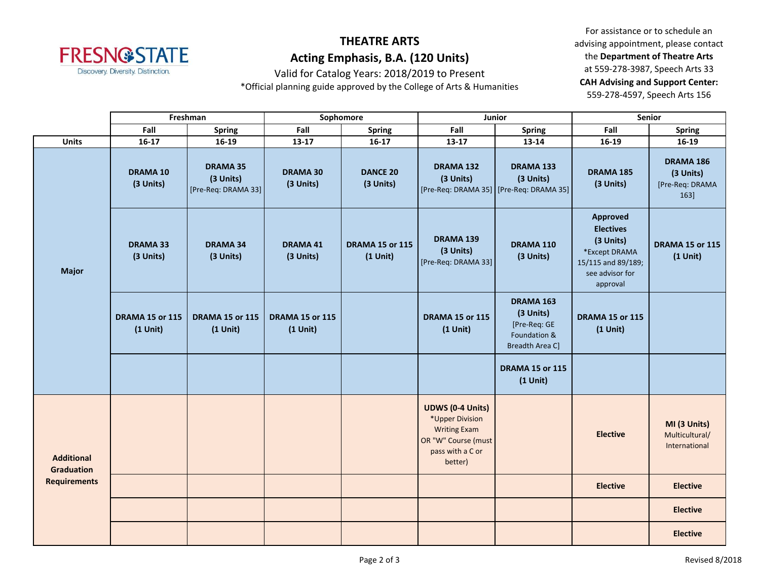# THEATRE ARTS

## Acting Emphasis, B.A. (120 Units)

Valid for Catalog Years: 2018/2019 to Present

*Official planning guide approved by the College of Arts & Humanities

For assistance or to schedule an advising appointment, please contact the **Department of Theatre Arts** at 559-278-3987, Speech Arts 33

**CAH Advising and Support Center:** 559-278-4597, Speech Arts 156

| | Freshman | | Sophomore | | Junior | | Senior | |
|---|---|---|---|---|---|---|---|---|
| | **Fall** | **Spring** | **Fall** | **Spring** | **Fall** | **Spring** | **Fall** | **Spring** |
| **Units** | **16-17** | **16-19** | **13-17** | **16-17** | **13-17** | **13-14** | **16-19** | **16-19** |
| **Major** | **DRAMA 10 (3 Units)** | **DRAMA 35 (3 Units)** [Pre-Req: DRAMA 33] | **DRAMA 30 (3 Units)** | **DANCE 20 (3 Units)** | **DRAMA 132 (3 Units)** [Pre-Req: DRAMA 35] | **DRAMA 133 (3 Units)** [Pre-Req: DRAMA 35] | **DRAMA 185 (3 Units)** | **DRAMA 186 (3 Units)** [Pre-Req: DRAMA 163] |
| | **DRAMA 33 (3 Units)** | **DRAMA 34 (3 Units)** | **DRAMA 41 (3 Units)** | **DRAMA 15 or 115 (1 Unit)** | **DRAMA 139 (3 Units)** [Pre-Req: DRAMA 33] | **DRAMA 110 (3 Units)** | **Approved Electives (3 Units)** *Except DRAMA 15/115 and 89/189; see advisor for approval | **DRAMA 15 or 115 (1 Unit)** |
| | **DRAMA 15 or 115 (1 Unit)** | **DRAMA 15 or 115 (1 Unit)** | **DRAMA 15 or 115 (1 Unit)** | | **DRAMA 15 or 115 (1 Unit)** | **DRAMA 163 (3 Units)** [Pre-Req: GE Foundation & Breadth Area C] | **DRAMA 15 or 115 (1 Unit)** | |
| | | | | | | **DRAMA 15 or 115 (1 Unit)** | | |
| **Additional Graduation Requirements** | | | | | **UDWS (0-4 Units)** *Upper Division Writing Exam OR "W" Course (must pass with a C or better) | | **Elective** | **MI (3 Units)** Multicultural/ International |
| | | | | | | | **Elective** | **Elective** |
| | | | | | | | | **Elective** |
| | | | | | | | | **Elective** |

Revised 8/2018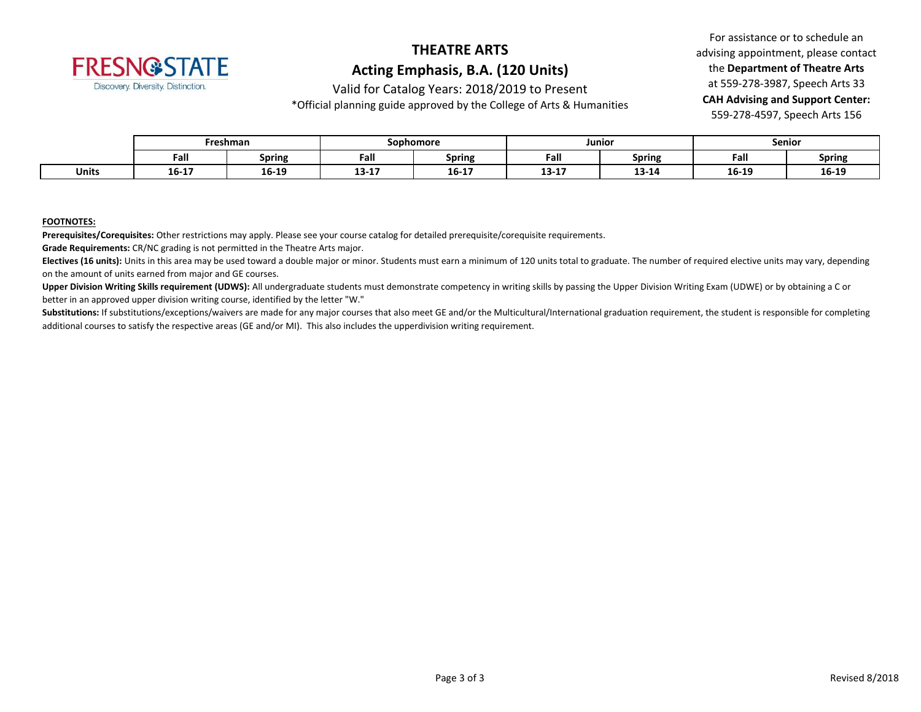# THEATRE ARTS

## Acting Emphasis, B.A. (120 Units)

Valid for Catalog Years: 2018/2019 to Present

*Official planning guide approved by the College of Arts & Humanities

For assistance or to schedule an advising appointment, please contact the **Department of Theatre Arts** at 559-278-3987, Speech Arts 33

**CAH Advising and Support Center:** 559-278-4597, Speech Arts 156

| | Freshman | | Sophomore | | Junior | | Senior | |
|---|---|---|---|---|---|---|---|---|
| | Fall | Spring | Fall | Spring | Fall | Spring | Fall | Spring |
| **Units** | 16-17 | 16-19 | 13-17 | 16-17 | 13-17 | 13-14 | 16-19 | 16-19 |

**FOOTNOTES:**

**Prerequisites/Corequisites:** Other restrictions may apply. Please see your course catalog for detailed prerequisite/corequisite requirements.

**Grade Requirements:** CR/NC grading is not permitted in the Theatre Arts major.

**Electives (16 units):** Units in this area may be used toward a double major or minor. Students must earn a minimum of 120 units total to graduate. The number of required elective units may vary, depending on the amount of units earned from major and GE courses.

**Upper Division Writing Skills requirement (UDWS):** All undergraduate students must demonstrate competency in writing skills by passing the Upper Division Writing Exam (UDWE) or by obtaining a C or better in an approved upper division writing course, identified by the letter "W."

**Substitutions:** If substitutions/exceptions/waivers are made for any major courses that also meet GE and/or the Multicultural/International graduation requirement, the student is responsible for completing additional courses to satisfy the respective areas (GE and/or MI). This also includes the upperdivision writing requirement.

Revised 8/2018